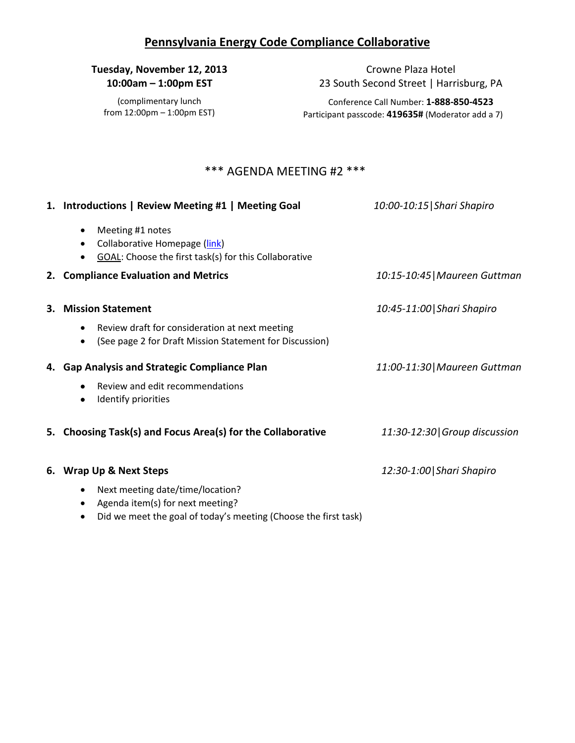# Pennsylvania Energy Code Compliance Collaborative

**Tuesday, November 12, 2013**
**10:00am – 1:00pm EST**

(complimentary lunch from 12:00pm – 1:00pm EST)

Crowne Plaza Hotel
23 South Second Street | Harrisburg, PA

Conference Call Number: **1-888-850-4523**
Participant passcode: **419635#** (Moderator add a 7)

## *** AGENDA MEETING #2 ***

1. **Introductions | Review Meeting #1 | Meeting Goal** — *10:00-10:15|Shari Shapiro*
   - Meeting #1 notes
   - Collaborative Homepage (link)
   - GOAL: Choose the first task(s) for this Collaborative

2. **Compliance Evaluation and Metrics** — *10:15-10:45|Maureen Guttman*

3. **Mission Statement** — *10:45-11:00|Shari Shapiro*
   - Review draft for consideration at next meeting
   - (See page 2 for Draft Mission Statement for Discussion)

4. **Gap Analysis and Strategic Compliance Plan** — *11:00-11:30|Maureen Guttman*
   - Review and edit recommendations
   - Identify priorities

5. **Choosing Task(s) and Focus Area(s) for the Collaborative** — *11:30-12:30|Group discussion*

6. **Wrap Up & Next Steps** — *12:30-1:00|Shari Shapiro*
   - Next meeting date/time/location?
   - Agenda item(s) for next meeting?
   - Did we meet the goal of today's meeting (Choose the first task)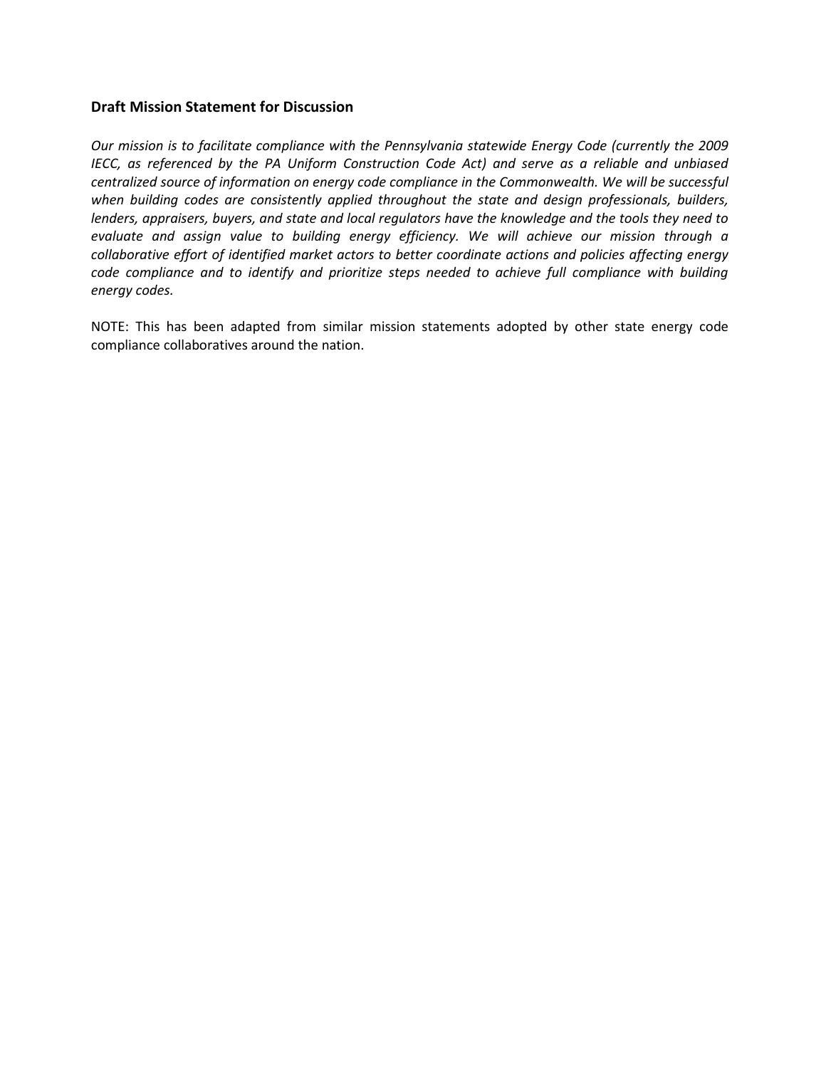**Draft Mission Statement for Discussion**

*Our mission is to facilitate compliance with the Pennsylvania statewide Energy Code (currently the 2009 IECC, as referenced by the PA Uniform Construction Code Act) and serve as a reliable and unbiased centralized source of information on energy code compliance in the Commonwealth. We will be successful when building codes are consistently applied throughout the state and design professionals, builders, lenders, appraisers, buyers, and state and local regulators have the knowledge and the tools they need to evaluate and assign value to building energy efficiency. We will achieve our mission through a collaborative effort of identified market actors to better coordinate actions and policies affecting energy code compliance and to identify and prioritize steps needed to achieve full compliance with building energy codes.*

NOTE: This has been adapted from similar mission statements adopted by other state energy code compliance collaboratives around the nation.